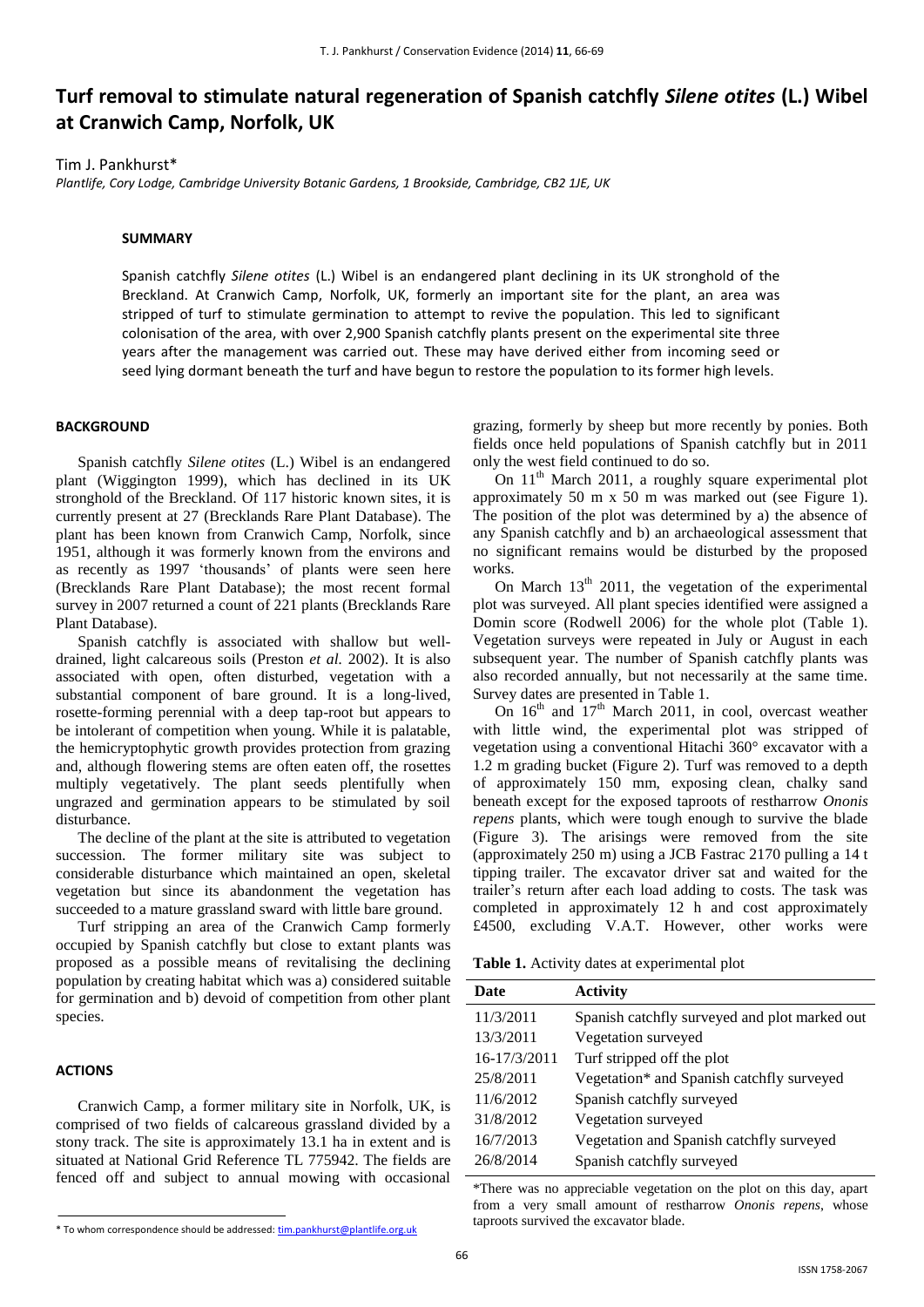# Turf removal to stimulate natural regeneration of Spanish catchfly *Silene otites* (L.) Wibel at Cranwich Camp, Norfolk, UK

Tim J. Pankhurst*

*Plantlife, Cory Lodge, Cambridge University Botanic Gardens, 1 Brookside, Cambridge, CB2 1JE, UK*

## SUMMARY

Spanish catchfly *Silene otites* (L.) Wibel is an endangered plant declining in its UK stronghold of the Breckland. At Cranwich Camp, Norfolk, UK, formerly an important site for the plant, an area was stripped of turf to stimulate germination to attempt to revive the population. This led to significant colonisation of the area, with over 2,900 Spanish catchfly plants present on the experimental site three years after the management was carried out. These may have derived either from incoming seed or seed lying dormant beneath the turf and have begun to restore the population to its former high levels.

## BACKGROUND

Spanish catchfly *Silene otites* (L.) Wibel is an endangered plant (Wiggington 1999), which has declined in its UK stronghold of the Breckland. Of 117 historic known sites, it is currently present at 27 (Brecklands Rare Plant Database). The plant has been known from Cranwich Camp, Norfolk, since 1951, although it was formerly known from the environs and as recently as 1997 'thousands' of plants were seen here (Brecklands Rare Plant Database); the most recent formal survey in 2007 returned a count of 221 plants (Brecklands Rare Plant Database).

Spanish catchfly is associated with shallow but well-drained, light calcareous soils (Preston *et al.* 2002). It is also associated with open, often disturbed, vegetation with a substantial component of bare ground. It is a long-lived, rosette-forming perennial with a deep tap-root but appears to be intolerant of competition when young. While it is palatable, the hemicryptophytic growth provides protection from grazing and, although flowering stems are often eaten off, the rosettes multiply vegetatively. The plant seeds plentifully when ungrazed and germination appears to be stimulated by soil disturbance.

The decline of the plant at the site is attributed to vegetation succession. The former military site was subject to considerable disturbance which maintained an open, skeletal vegetation but since its abandonment the vegetation has succeeded to a mature grassland sward with little bare ground.

Turf stripping an area of the Cranwich Camp formerly occupied by Spanish catchfly but close to extant plants was proposed as a possible means of revitalising the declining population by creating habitat which was a) considered suitable for germination and b) devoid of competition from other plant species.

## ACTIONS

Cranwich Camp, a former military site in Norfolk, UK, is comprised of two fields of calcareous grassland divided by a stony track. The site is approximately 13.1 ha in extent and is situated at National Grid Reference TL 775942. The fields are fenced off and subject to annual mowing with occasional grazing, formerly by sheep but more recently by ponies. Both fields once held populations of Spanish catchfly but in 2011 only the west field continued to do so.

On 11th March 2011, a roughly square experimental plot approximately 50 m x 50 m was marked out (see Figure 1). The position of the plot was determined by a) the absence of any Spanish catchfly and b) an archaeological assessment that no significant remains would be disturbed by the proposed works.

On March 13th 2011, the vegetation of the experimental plot was surveyed. All plant species identified were assigned a Domin score (Rodwell 2006) for the whole plot (Table 1). Vegetation surveys were repeated in July or August in each subsequent year. The number of Spanish catchfly plants was also recorded annually, but not necessarily at the same time. Survey dates are presented in Table 1.

On 16th and 17th March 2011, in cool, overcast weather with little wind, the experimental plot was stripped of vegetation using a conventional Hitachi 360° excavator with a 1.2 m grading bucket (Figure 2). Turf was removed to a depth of approximately 150 mm, exposing clean, chalky sand beneath except for the exposed taproots of restharrow *Ononis repens* plants, which were tough enough to survive the blade (Figure 3). The arisings were removed from the site (approximately 250 m) using a JCB Fastrac 2170 pulling a 14 t tipping trailer. The excavator driver sat and waited for the trailer's return after each load adding to costs. The task was completed in approximately 12 h and cost approximately £4500, excluding V.A.T. However, other works were

**Table 1.** Activity dates at experimental plot

| Date | Activity |
|---|---|
| 11/3/2011 | Spanish catchfly surveyed and plot marked out |
| 13/3/2011 | Vegetation surveyed |
| 16-17/3/2011 | Turf stripped off the plot |
| 25/8/2011 | Vegetation* and Spanish catchfly surveyed |
| 11/6/2012 | Spanish catchfly surveyed |
| 31/8/2012 | Vegetation surveyed |
| 16/7/2013 | Vegetation and Spanish catchfly surveyed |
| 26/8/2014 | Spanish catchfly surveyed |

*There was no appreciable vegetation on the plot on this day, apart from a very small amount of restharrow *Ononis repens*, whose taproots survived the excavator blade.

* To whom correspondence should be addressed: tim.pankhurst@plantlife.org.uk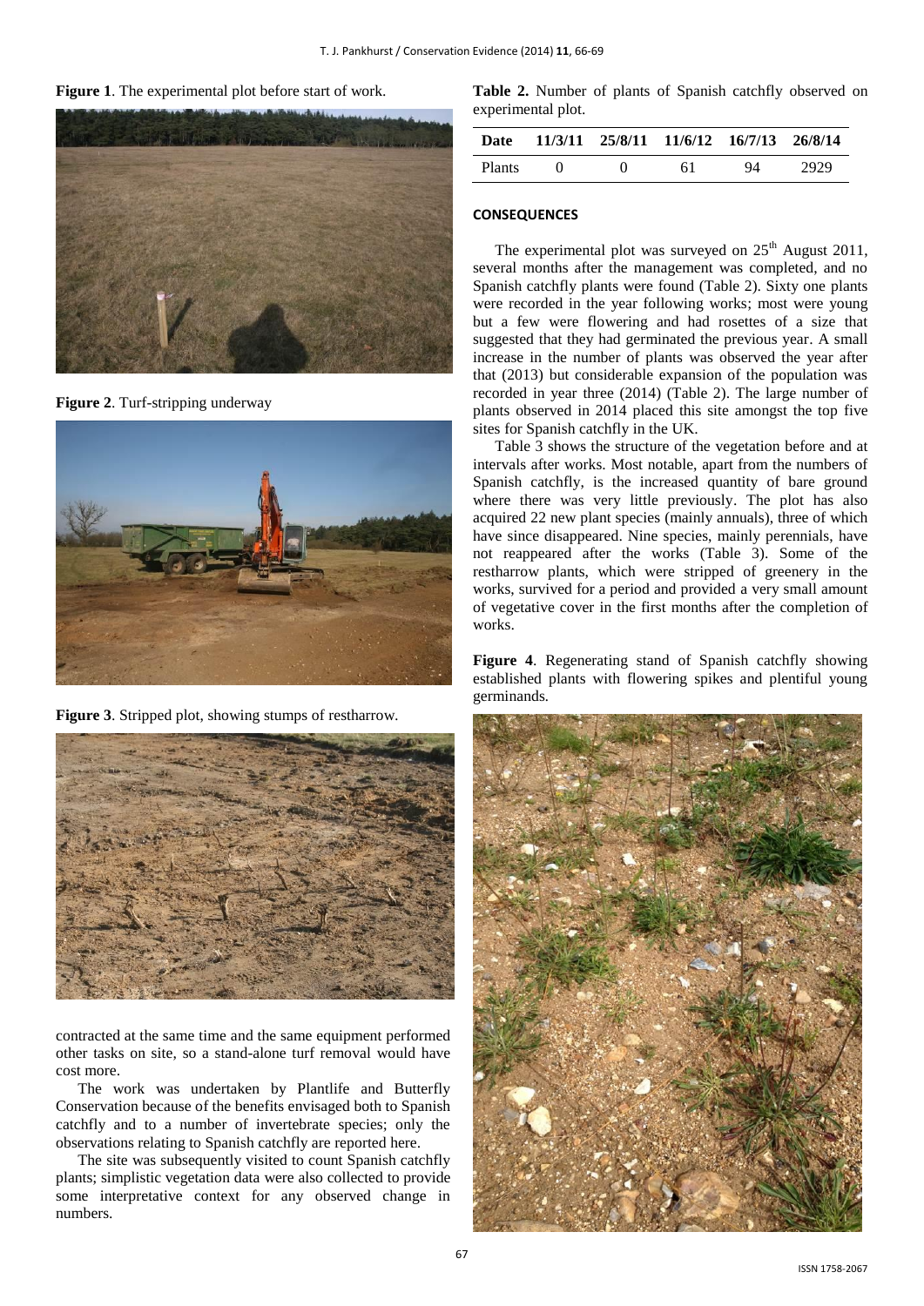**Figure 1**. The experimental plot before start of work.

**Figure 2**. Turf-stripping underway

**Figure 3**. Stripped plot, showing stumps of restharrow.

contracted at the same time and the same equipment performed other tasks on site, so a stand-alone turf removal would have cost more.

The work was undertaken by Plantlife and Butterfly Conservation because of the benefits envisaged both to Spanish catchfly and to a number of invertebrate species; only the observations relating to Spanish catchfly are reported here.

The site was subsequently visited to count Spanish catchfly plants; simplistic vegetation data were also collected to provide some interpretative context for any observed change in numbers.

**Table 2.** Number of plants of Spanish catchfly observed on experimental plot.

| Date | 11/3/11 | 25/8/11 | 11/6/12 | 16/7/13 | 26/8/14 |
|---|---|---|---|---|---|
| Plants | 0 | 0 | 61 | 94 | 2929 |

## CONSEQUENCES

The experimental plot was surveyed on 25[th] August 2011, several months after the management was completed, and no Spanish catchfly plants were found (Table 2). Sixty one plants were recorded in the year following works; most were young but a few were flowering and had rosettes of a size that suggested that they had germinated the previous year. A small increase in the number of plants was observed the year after that (2013) but considerable expansion of the population was recorded in year three (2014) (Table 2). The large number of plants observed in 2014 placed this site amongst the top five sites for Spanish catchfly in the UK.

Table 3 shows the structure of the vegetation before and at intervals after works. Most notable, apart from the numbers of Spanish catchfly, is the increased quantity of bare ground where there was very little previously. The plot has also acquired 22 new plant species (mainly annuals), three of which have since disappeared. Nine species, mainly perennials, have not reappeared after the works (Table 3). Some of the restharrow plants, which were stripped of greenery in the works, survived for a period and provided a very small amount of vegetative cover in the first months after the completion of works.

**Figure 4**. Regenerating stand of Spanish catchfly showing established plants with flowering spikes and plentiful young germinands.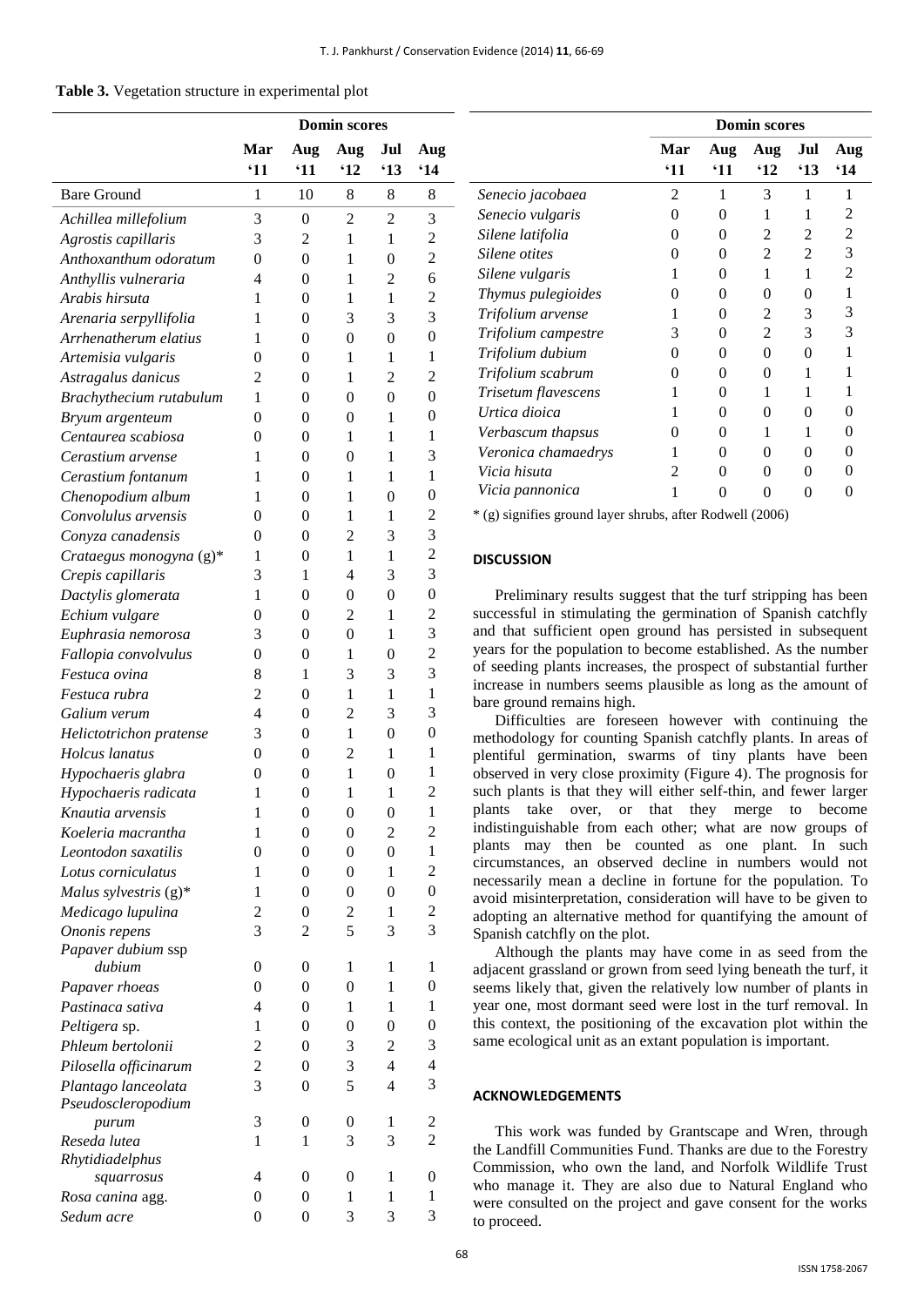**Table 3.** Vegetation structure in experimental plot

| | Domin scores | | | | |
|---|---|---|---|---|---|
| | Mar '11 | Aug '11 | Aug '12 | Jul '13 | Aug '14 |
| Bare Ground | 1 | 10 | 8 | 8 | 8 |
| *Achillea millefolium* | 3 | 0 | 2 | 2 | 3 |
| *Agrostis capillaris* | 3 | 2 | 1 | 1 | 2 |
| *Anthoxanthum odoratum* | 0 | 0 | 1 | 0 | 2 |
| *Anthyllis vulneraria* | 4 | 0 | 1 | 2 | 6 |
| *Arabis hirsuta* | 1 | 0 | 1 | 1 | 2 |
| *Arenaria serpyllifolia* | 1 | 0 | 3 | 3 | 3 |
| *Arrhenatherum elatius* | 1 | 0 | 0 | 0 | 0 |
| *Artemisia vulgaris* | 0 | 0 | 1 | 1 | 1 |
| *Astragalus danicus* | 2 | 0 | 1 | 2 | 2 |
| *Brachythecium rutabulum* | 1 | 0 | 0 | 0 | 0 |
| *Bryum argenteum* | 0 | 0 | 0 | 1 | 0 |
| *Centaurea scabiosa* | 0 | 0 | 1 | 1 | 1 |
| *Cerastium arvense* | 1 | 0 | 0 | 1 | 3 |
| *Cerastium fontanum* | 1 | 0 | 1 | 1 | 1 |
| *Chenopodium album* | 1 | 0 | 1 | 0 | 0 |
| *Convolulus arvensis* | 0 | 0 | 1 | 1 | 2 |
| *Conyza canadensis* | 0 | 0 | 2 | 3 | 3 |
| *Crataegus monogyna* (g)* | 1 | 0 | 1 | 1 | 2 |
| *Crepis capillaris* | 3 | 1 | 4 | 3 | 3 |
| *Dactylis glomerata* | 1 | 0 | 0 | 0 | 0 |
| *Echium vulgare* | 0 | 0 | 2 | 1 | 2 |
| *Euphrasia nemorosa* | 3 | 0 | 0 | 1 | 3 |
| *Fallopia convolvulus* | 0 | 0 | 1 | 0 | 2 |
| *Festuca ovina* | 8 | 1 | 3 | 3 | 3 |
| *Festuca rubra* | 2 | 0 | 1 | 1 | 1 |
| *Galium verum* | 4 | 0 | 2 | 3 | 3 |
| *Helictotrichon pratense* | 3 | 0 | 1 | 0 | 0 |
| *Holcus lanatus* | 0 | 0 | 2 | 1 | 1 |
| *Hypochaeris glabra* | 0 | 0 | 1 | 0 | 1 |
| *Hypochaeris radicata* | 1 | 0 | 1 | 1 | 2 |
| *Knautia arvensis* | 1 | 0 | 0 | 0 | 1 |
| *Koeleria macrantha* | 1 | 0 | 0 | 2 | 2 |
| *Leontodon saxatilis* | 0 | 0 | 0 | 0 | 1 |
| *Lotus corniculatus* | 1 | 0 | 0 | 1 | 2 |
| *Malus sylvestris* (g)* | 1 | 0 | 0 | 0 | 0 |
| *Medicago lupulina* | 2 | 0 | 2 | 1 | 2 |
| *Ononis repens* | 3 | 2 | 5 | 3 | 3 |
| *Papaver dubium* ssp *dubium* | 0 | 0 | 1 | 1 | 1 |
| *Papaver rhoeas* | 0 | 0 | 0 | 1 | 0 |
| *Pastinaca sativa* | 4 | 0 | 1 | 1 | 1 |
| *Peltigera* sp. | 1 | 0 | 0 | 0 | 0 |
| *Phleum bertolonii* | 2 | 0 | 3 | 2 | 3 |
| *Pilosella officinarum* | 2 | 0 | 3 | 4 | 4 |
| *Plantago lanceolata* | 3 | 0 | 5 | 4 | 3 |
| *Pseudoscleropodium purum* | 3 | 0 | 0 | 1 | 2 |
| *Reseda lutea* | 1 | 1 | 3 | 3 | 2 |
| *Rhytidiadelphus squarrosus* | 4 | 0 | 0 | 1 | 0 |
| *Rosa canina* agg. | 0 | 0 | 1 | 1 | 1 |
| *Sedum acre* | 0 | 0 | 3 | 3 | 3 |
| *Senecio jacobaea* | 2 | 1 | 3 | 1 | 1 |
| *Senecio vulgaris* | 0 | 0 | 1 | 1 | 2 |
| *Silene latifolia* | 0 | 0 | 2 | 2 | 2 |
| *Silene otites* | 0 | 0 | 2 | 2 | 3 |
| *Silene vulgaris* | 1 | 0 | 1 | 1 | 2 |
| *Thymus pulegioides* | 0 | 0 | 0 | 0 | 1 |
| *Trifolium arvense* | 1 | 0 | 2 | 3 | 3 |
| *Trifolium campestre* | 3 | 0 | 2 | 3 | 3 |
| *Trifolium dubium* | 0 | 0 | 0 | 0 | 1 |
| *Trifolium scabrum* | 0 | 0 | 0 | 1 | 1 |
| *Trisetum flavescens* | 1 | 0 | 1 | 1 | 1 |
| *Urtica dioica* | 1 | 0 | 0 | 0 | 0 |
| *Verbascum thapsus* | 0 | 0 | 1 | 1 | 0 |
| *Veronica chamaedrys* | 1 | 0 | 0 | 0 | 0 |
| *Vicia hisuta* | 2 | 0 | 0 | 0 | 0 |
| *Vicia pannonica* | 1 | 0 | 0 | 0 | 0 |

\* (g) signifies ground layer shrubs, after Rodwell (2006)

## DISCUSSION

Preliminary results suggest that the turf stripping has been successful in stimulating the germination of Spanish catchfly and that sufficient open ground has persisted in subsequent years for the population to become established. As the number of seeding plants increases, the prospect of substantial further increase in numbers seems plausible as long as the amount of bare ground remains high.

Difficulties are foreseen however with continuing the methodology for counting Spanish catchfly plants. In areas of plentiful germination, swarms of tiny plants have been observed in very close proximity (Figure 4). The prognosis for such plants is that they will either self-thin, and fewer larger plants take over, or that they merge to become indistinguishable from each other; what are now groups of plants may then be counted as one plant. In such circumstances, an observed decline in numbers would not necessarily mean a decline in fortune for the population. To avoid misinterpretation, consideration will have to be given to adopting an alternative method for quantifying the amount of Spanish catchfly on the plot.

Although the plants may have come in as seed from the adjacent grassland or grown from seed lying beneath the turf, it seems likely that, given the relatively low number of plants in year one, most dormant seed were lost in the turf removal. In this context, the positioning of the excavation plot within the same ecological unit as an extant population is important.

## ACKNOWLEDGEMENTS

This work was funded by Grantscape and Wren, through the Landfill Communities Fund. Thanks are due to the Forestry Commission, who own the land, and Norfolk Wildlife Trust who manage it. They are also due to Natural England who were consulted on the project and gave consent for the works to proceed.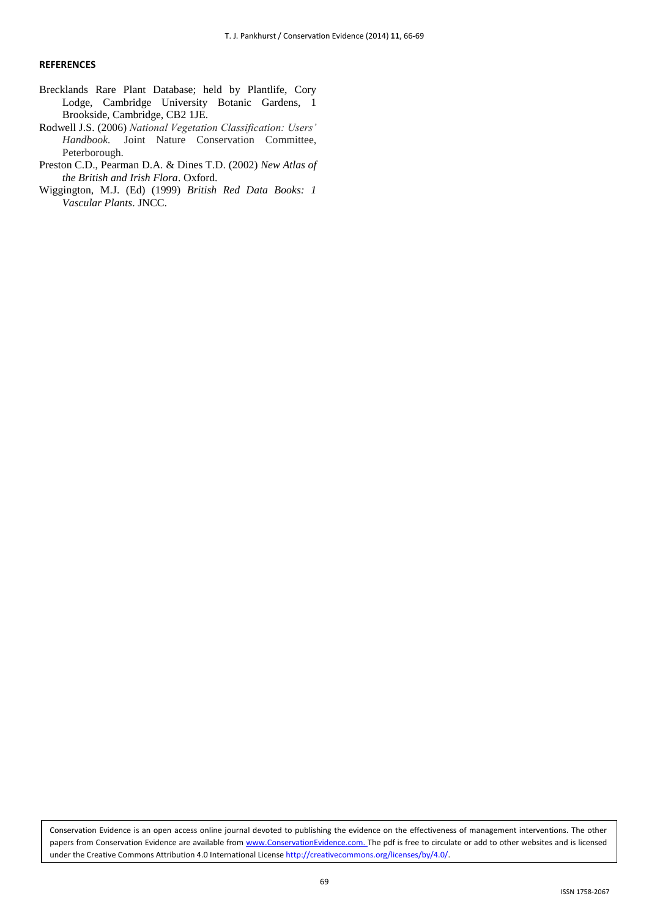#### REFERENCES

Brecklands Rare Plant Database; held by Plantlife, Cory Lodge, Cambridge University Botanic Gardens, 1 Brookside, Cambridge, CB2 1JE.

Rodwell J.S. (2006) *National Vegetation Classification: Users' Handbook*. Joint Nature Conservation Committee, Peterborough.

Preston C.D., Pearman D.A. & Dines T.D. (2002) *New Atlas of the British and Irish Flora*. Oxford.

Wiggington, M.J. (Ed) (1999) *British Red Data Books: 1 Vascular Plants*. JNCC.

Conservation Evidence is an open access online journal devoted to publishing the evidence on the effectiveness of management interventions. The other papers from Conservation Evidence are available from www.ConservationEvidence.com. The pdf is free to circulate or add to other websites and is licensed under the Creative Commons Attribution 4.0 International License http://creativecommons.org/licenses/by/4.0/.